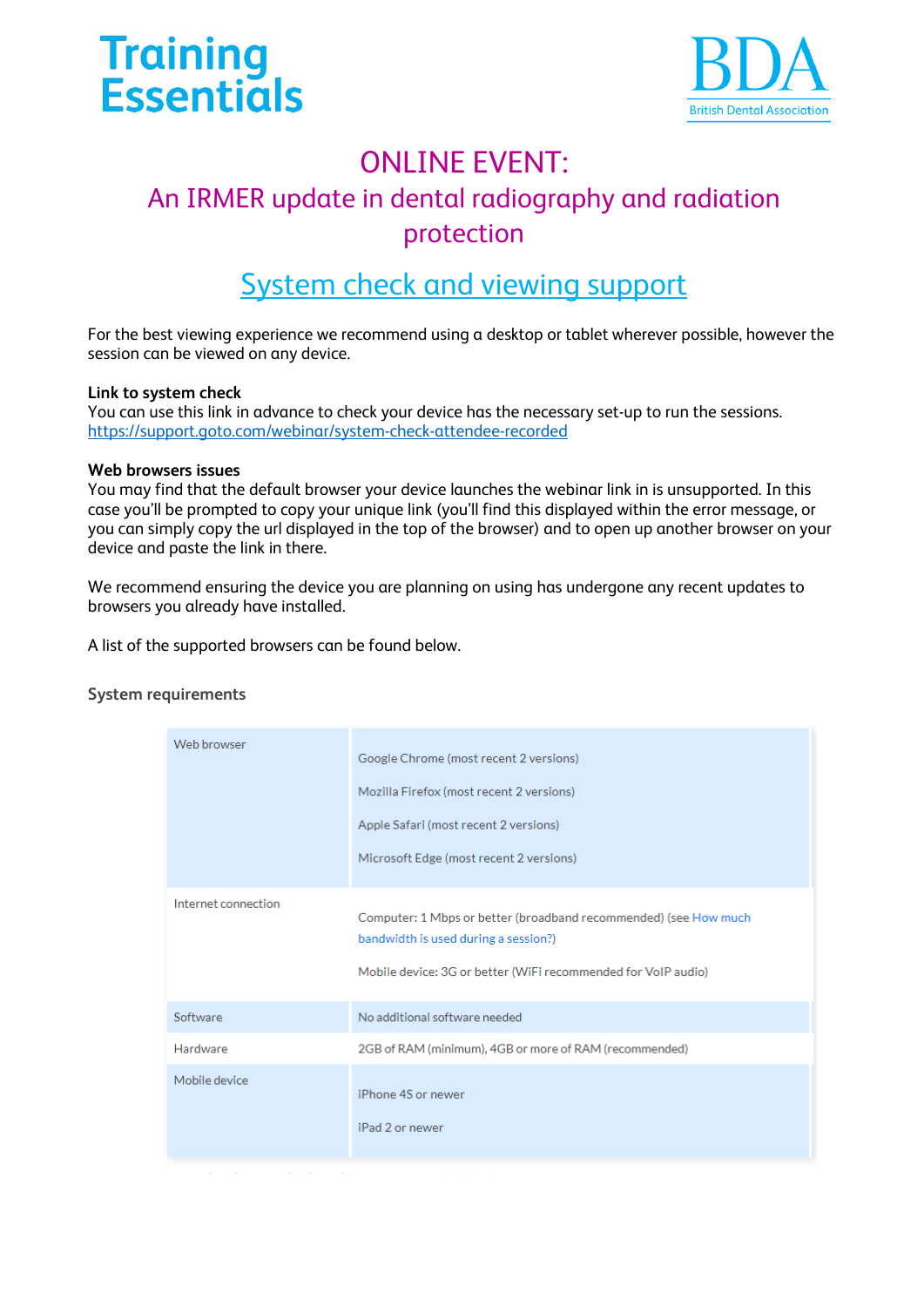Training Essentials

BDA British Dental Association

# ONLINE EVENT:

## An IRMER update in dental radiography and radiation protection

## System check and viewing support

For the best viewing experience we recommend using a desktop or tablet wherever possible, however the session can be viewed on any device.

**Link to system check**
You can use this link in advance to check your device has the necessary set-up to run the sessions.
https://support.goto.com/webinar/system-check-attendee-recorded

**Web browsers issues**
You may find that the default browser your device launches the webinar link in is unsupported. In this case you'll be prompted to copy your unique link (you'll find this displayed within the error message, or you can simply copy the url displayed in the top of the browser) and to open up another browser on your device and paste the link in there.

We recommend ensuring the device you are planning on using has undergone any recent updates to browsers you already have installed.

A list of the supported browsers can be found below.

**System requirements**

| | |
|---|---|
| Web browser | Google Chrome (most recent 2 versions)<br>Mozilla Firefox (most recent 2 versions)<br>Apple Safari (most recent 2 versions)<br>Microsoft Edge (most recent 2 versions) |
| Internet connection | Computer: 1 Mbps or better (broadband recommended) (see How much bandwidth is used during a session?)<br>Mobile device: 3G or better (WiFi recommended for VoIP audio) |
| Software | No additional software needed |
| Hardware | 2GB of RAM (minimum), 4GB or more of RAM (recommended) |
| Mobile device | iPhone 4S or newer<br>iPad 2 or newer |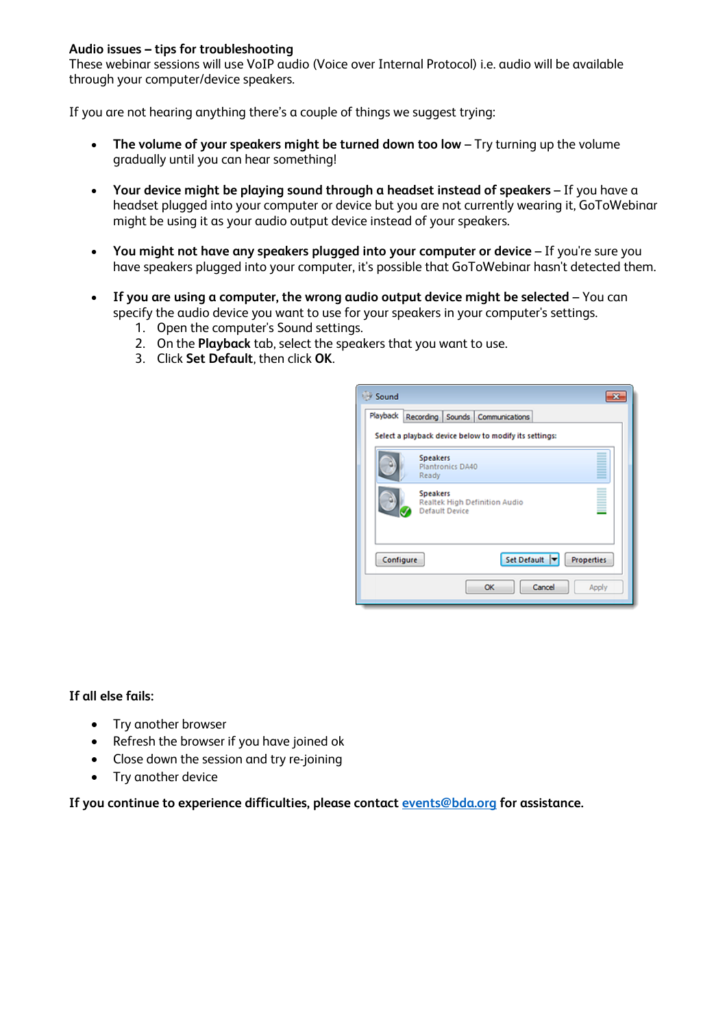**Audio issues – tips for troubleshooting**

These webinar sessions will use VoIP audio (Voice over Internal Protocol) i.e. audio will be available through your computer/device speakers.

If you are not hearing anything there's a couple of things we suggest trying:

- **The volume of your speakers might be turned down too low** – Try turning up the volume gradually until you can hear something!
- **Your device might be playing sound through a headset instead of speakers** – If you have a headset plugged into your computer or device but you are not currently wearing it, GoToWebinar might be using it as your audio output device instead of your speakers.
- **You might not have any speakers plugged into your computer or device** – If you're sure you have speakers plugged into your computer, it's possible that GoToWebinar hasn't detected them.
- **If you are using a computer, the wrong audio output device might be selected** – You can specify the audio device you want to use for your speakers in your computer's settings.
  1. Open the computer's Sound settings.
  2. On the **Playback** tab, select the speakers that you want to use.
  3. Click **Set Default**, then click **OK**.

Sound

Playback | Recording | Sounds | Communications

Select a playback device below to modify its settings:

Speakers
Plantronics DA40
Ready

Speakers
Realtek High Definition Audio
Default Device

Configure | Set Default | Properties

OK | Cancel | Apply

**If all else fails:**

- Try another browser
- Refresh the browser if you have joined ok
- Close down the session and try re-joining
- Try another device

**If you continue to experience difficulties, please contact events@bda.org for assistance.**